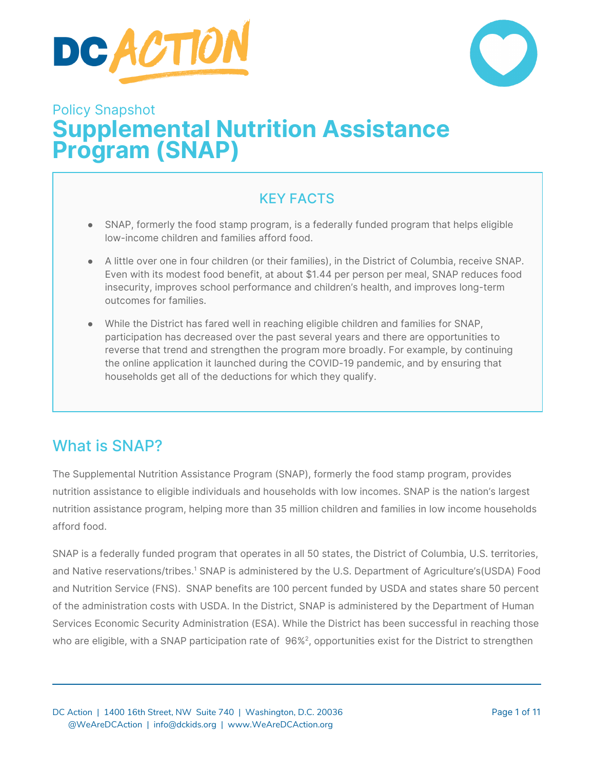Policy Snapshot

# Supplemental Nutrition Assistance Program (SNAP)

## KEY FACTS

- SNAP, formerly the food stamp program, is a federally funded program that helps eligible low-income children and families afford food.
- A little over one in four children (or their families), in the District of Columbia, receive SNAP. Even with its modest food benefit, at about $1.44 per person per meal, SNAP reduces food insecurity, improves school performance and children's health, and improves long-term outcomes for families.
- While the District has fared well in reaching eligible children and families for SNAP, participation has decreased over the past several years and there are opportunities to reverse that trend and strengthen the program more broadly. For example, by continuing the online application it launched during the COVID-19 pandemic, and by ensuring that households get all of the deductions for which they qualify.

## What is SNAP?

The Supplemental Nutrition Assistance Program (SNAP), formerly the food stamp program, provides nutrition assistance to eligible individuals and households with low incomes. SNAP is the nation's largest nutrition assistance program, helping more than 35 million children and families in low income households afford food.

SNAP is a federally funded program that operates in all 50 states, the District of Columbia, U.S. territories, and Native reservations/tribes.[1] SNAP is administered by the U.S. Department of Agriculture's(USDA) Food and Nutrition Service (FNS). SNAP benefits are 100 percent funded by USDA and states share 50 percent of the administration costs with USDA. In the District, SNAP is administered by the Department of Human Services Economic Security Administration (ESA). While the District has been successful in reaching those who are eligible, with a SNAP participation rate of 96%[2], opportunities exist for the District to strengthen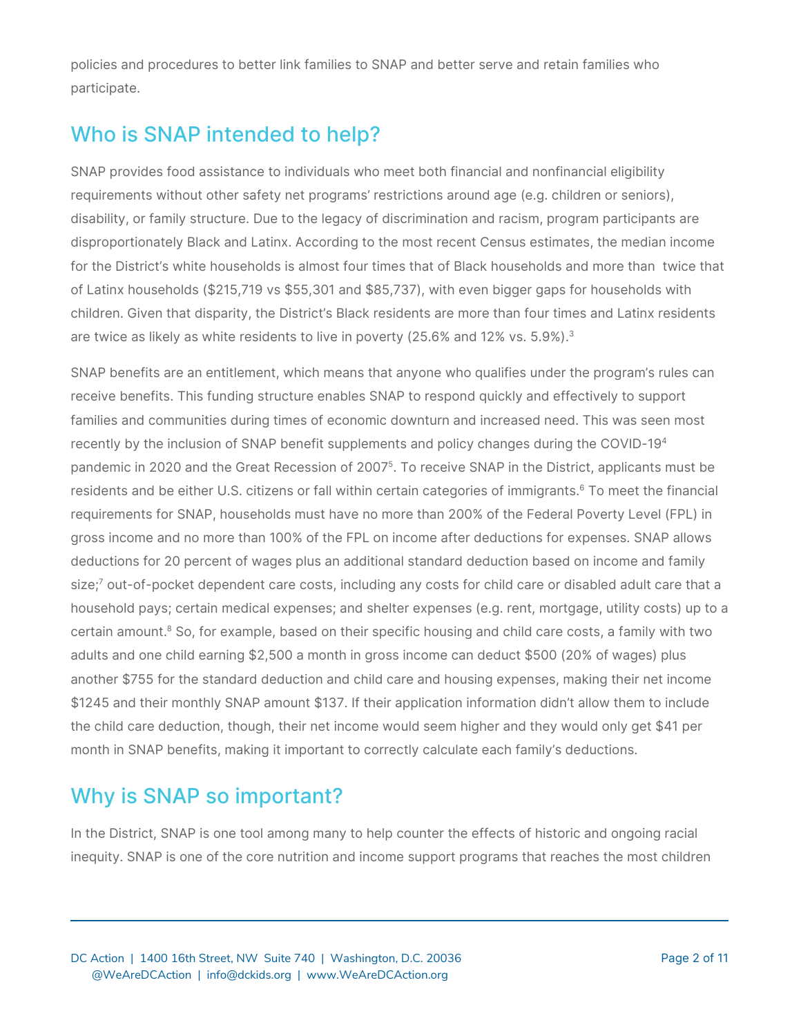policies and procedures to better link families to SNAP and better serve and retain families who participate.

## Who is SNAP intended to help?

SNAP provides food assistance to individuals who meet both financial and nonfinancial eligibility requirements without other safety net programs' restrictions around age (e.g. children or seniors), disability, or family structure. Due to the legacy of discrimination and racism, program participants are disproportionately Black and Latinx. According to the most recent Census estimates, the median income for the District's white households is almost four times that of Black households and more than twice that of Latinx households ($215,719 vs $55,301 and $85,737), with even bigger gaps for households with children. Given that disparity, the District's Black residents are more than four times and Latinx residents are twice as likely as white residents to live in poverty (25.6% and 12% vs. 5.9%).[3]

SNAP benefits are an entitlement, which means that anyone who qualifies under the program's rules can receive benefits. This funding structure enables SNAP to respond quickly and effectively to support families and communities during times of economic downturn and increased need. This was seen most recently by the inclusion of SNAP benefit supplements and policy changes during the COVID-19[4] pandemic in 2020 and the Great Recession of 2007[5]. To receive SNAP in the District, applicants must be residents and be either U.S. citizens or fall within certain categories of immigrants.[6] To meet the financial requirements for SNAP, households must have no more than 200% of the Federal Poverty Level (FPL) in gross income and no more than 100% of the FPL on income after deductions for expenses. SNAP allows deductions for 20 percent of wages plus an additional standard deduction based on income and family size;[7] out-of-pocket dependent care costs, including any costs for child care or disabled adult care that a household pays; certain medical expenses; and shelter expenses (e.g. rent, mortgage, utility costs) up to a certain amount.[8] So, for example, based on their specific housing and child care costs, a family with two adults and one child earning $2,500 a month in gross income can deduct $500 (20% of wages) plus another $755 for the standard deduction and child care and housing expenses, making their net income $1245 and their monthly SNAP amount $137. If their application information didn't allow them to include the child care deduction, though, their net income would seem higher and they would only get $41 per month in SNAP benefits, making it important to correctly calculate each family's deductions.

## Why is SNAP so important?

In the District, SNAP is one tool among many to help counter the effects of historic and ongoing racial inequity. SNAP is one of the core nutrition and income support programs that reaches the most children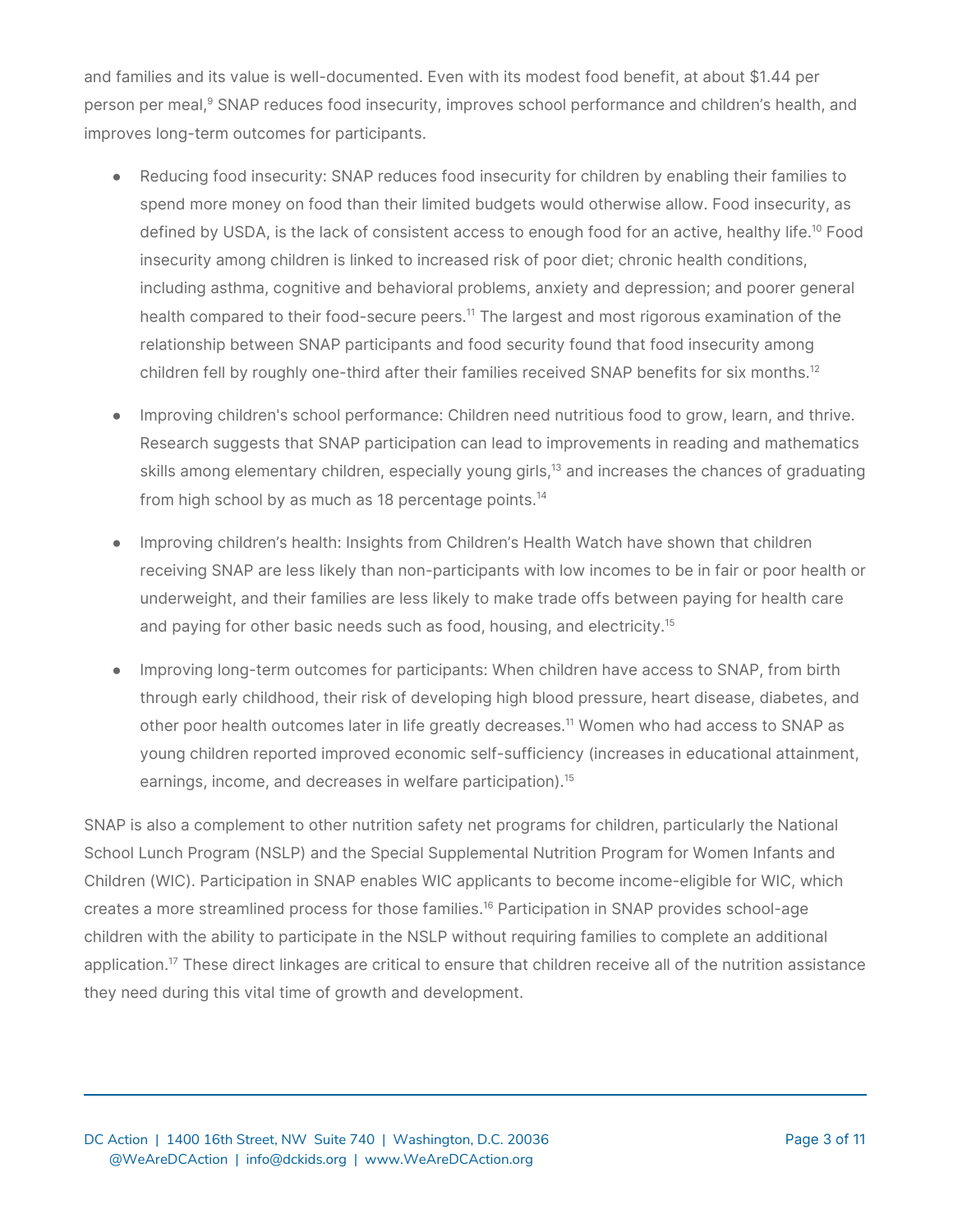and families and its value is well-documented. Even with its modest food benefit, at about $1.44 per person per meal,[9] SNAP reduces food insecurity, improves school performance and children's health, and improves long-term outcomes for participants.

- Reducing food insecurity: SNAP reduces food insecurity for children by enabling their families to spend more money on food than their limited budgets would otherwise allow. Food insecurity, as defined by USDA, is the lack of consistent access to enough food for an active, healthy life.[10] Food insecurity among children is linked to increased risk of poor diet; chronic health conditions, including asthma, cognitive and behavioral problems, anxiety and depression; and poorer general health compared to their food-secure peers.[11] The largest and most rigorous examination of the relationship between SNAP participants and food security found that food insecurity among children fell by roughly one-third after their families received SNAP benefits for six months.[12]

- Improving children's school performance: Children need nutritious food to grow, learn, and thrive. Research suggests that SNAP participation can lead to improvements in reading and mathematics skills among elementary children, especially young girls,[13] and increases the chances of graduating from high school by as much as 18 percentage points.[14]

- Improving children's health: Insights from Children's Health Watch have shown that children receiving SNAP are less likely than non-participants with low incomes to be in fair or poor health or underweight, and their families are less likely to make trade offs between paying for health care and paying for other basic needs such as food, housing, and electricity.[15]

- Improving long-term outcomes for participants: When children have access to SNAP, from birth through early childhood, their risk of developing high blood pressure, heart disease, diabetes, and other poor health outcomes later in life greatly decreases.[11] Women who had access to SNAP as young children reported improved economic self-sufficiency (increases in educational attainment, earnings, income, and decreases in welfare participation).[15]

SNAP is also a complement to other nutrition safety net programs for children, particularly the National School Lunch Program (NSLP) and the Special Supplemental Nutrition Program for Women Infants and Children (WIC). Participation in SNAP enables WIC applicants to become income-eligible for WIC, which creates a more streamlined process for those families.[16] Participation in SNAP provides school-age children with the ability to participate in the NSLP without requiring families to complete an additional application.[17] These direct linkages are critical to ensure that children receive all of the nutrition assistance they need during this vital time of growth and development.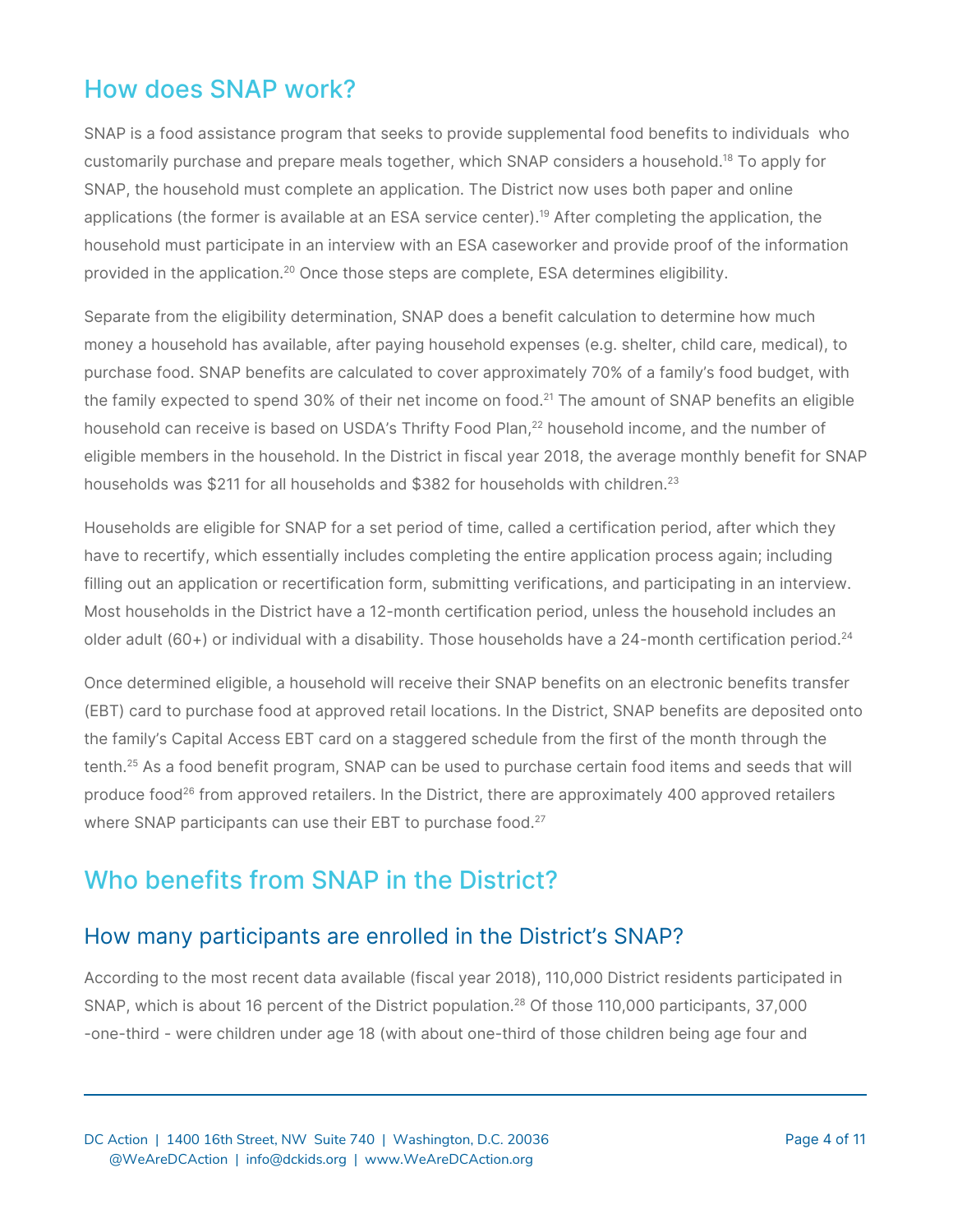## How does SNAP work?

SNAP is a food assistance program that seeks to provide supplemental food benefits to individuals who customarily purchase and prepare meals together, which SNAP considers a household.[18] To apply for SNAP, the household must complete an application. The District now uses both paper and online applications (the former is available at an ESA service center).[19] After completing the application, the household must participate in an interview with an ESA caseworker and provide proof of the information provided in the application.[20] Once those steps are complete, ESA determines eligibility.

Separate from the eligibility determination, SNAP does a benefit calculation to determine how much money a household has available, after paying household expenses (e.g. shelter, child care, medical), to purchase food. SNAP benefits are calculated to cover approximately 70% of a family's food budget, with the family expected to spend 30% of their net income on food.[21] The amount of SNAP benefits an eligible household can receive is based on USDA's Thrifty Food Plan,[22] household income, and the number of eligible members in the household. In the District in fiscal year 2018, the average monthly benefit for SNAP households was $211 for all households and $382 for households with children.[23]

Households are eligible for SNAP for a set period of time, called a certification period, after which they have to recertify, which essentially includes completing the entire application process again; including filling out an application or recertification form, submitting verifications, and participating in an interview. Most households in the District have a 12-month certification period, unless the household includes an older adult (60+) or individual with a disability. Those households have a 24-month certification period.[24]

Once determined eligible, a household will receive their SNAP benefits on an electronic benefits transfer (EBT) card to purchase food at approved retail locations. In the District, SNAP benefits are deposited onto the family's Capital Access EBT card on a staggered schedule from the first of the month through the tenth.[25] As a food benefit program, SNAP can be used to purchase certain food items and seeds that will produce food[26] from approved retailers. In the District, there are approximately 400 approved retailers where SNAP participants can use their EBT to purchase food.[27]

## Who benefits from SNAP in the District?

### How many participants are enrolled in the District's SNAP?

According to the most recent data available (fiscal year 2018), 110,000 District residents participated in SNAP, which is about 16 percent of the District population.[28] Of those 110,000 participants, 37,000 -one-third - were children under age 18 (with about one-third of those children being age four and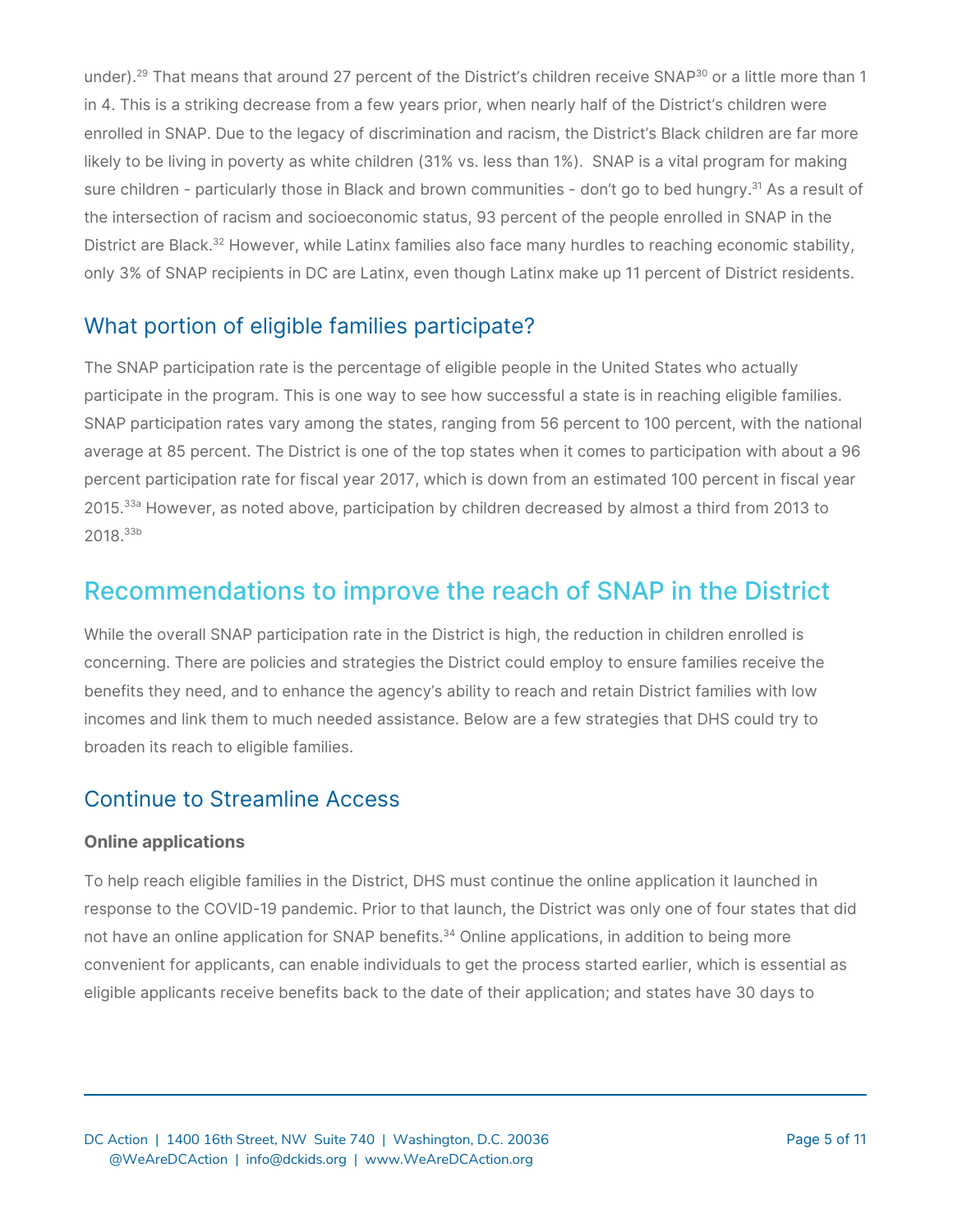under).[29] That means that around 27 percent of the District's children receive SNAP[30] or a little more than 1 in 4. This is a striking decrease from a few years prior, when nearly half of the District's children were enrolled in SNAP. Due to the legacy of discrimination and racism, the District's Black children are far more likely to be living in poverty as white children (31% vs. less than 1%). SNAP is a vital program for making sure children - particularly those in Black and brown communities - don't go to bed hungry.[31] As a result of the intersection of racism and socioeconomic status, 93 percent of the people enrolled in SNAP in the District are Black.[32] However, while Latinx families also face many hurdles to reaching economic stability, only 3% of SNAP recipients in DC are Latinx, even though Latinx make up 11 percent of District residents.

### What portion of eligible families participate?

The SNAP participation rate is the percentage of eligible people in the United States who actually participate in the program. This is one way to see how successful a state is in reaching eligible families. SNAP participation rates vary among the states, ranging from 56 percent to 100 percent, with the national average at 85 percent. The District is one of the top states when it comes to participation with about a 96 percent participation rate for fiscal year 2017, which is down from an estimated 100 percent in fiscal year 2015.[33a] However, as noted above, participation by children decreased by almost a third from 2013 to 2018.[33b]

## Recommendations to improve the reach of SNAP in the District

While the overall SNAP participation rate in the District is high, the reduction in children enrolled is concerning. There are policies and strategies the District could employ to ensure families receive the benefits they need, and to enhance the agency's ability to reach and retain District families with low incomes and link them to much needed assistance. Below are a few strategies that DHS could try to broaden its reach to eligible families.

### Continue to Streamline Access

**Online applications**

To help reach eligible families in the District, DHS must continue the online application it launched in response to the COVID-19 pandemic. Prior to that launch, the District was only one of four states that did not have an online application for SNAP benefits.[34] Online applications, in addition to being more convenient for applicants, can enable individuals to get the process started earlier, which is essential as eligible applicants receive benefits back to the date of their application; and states have 30 days to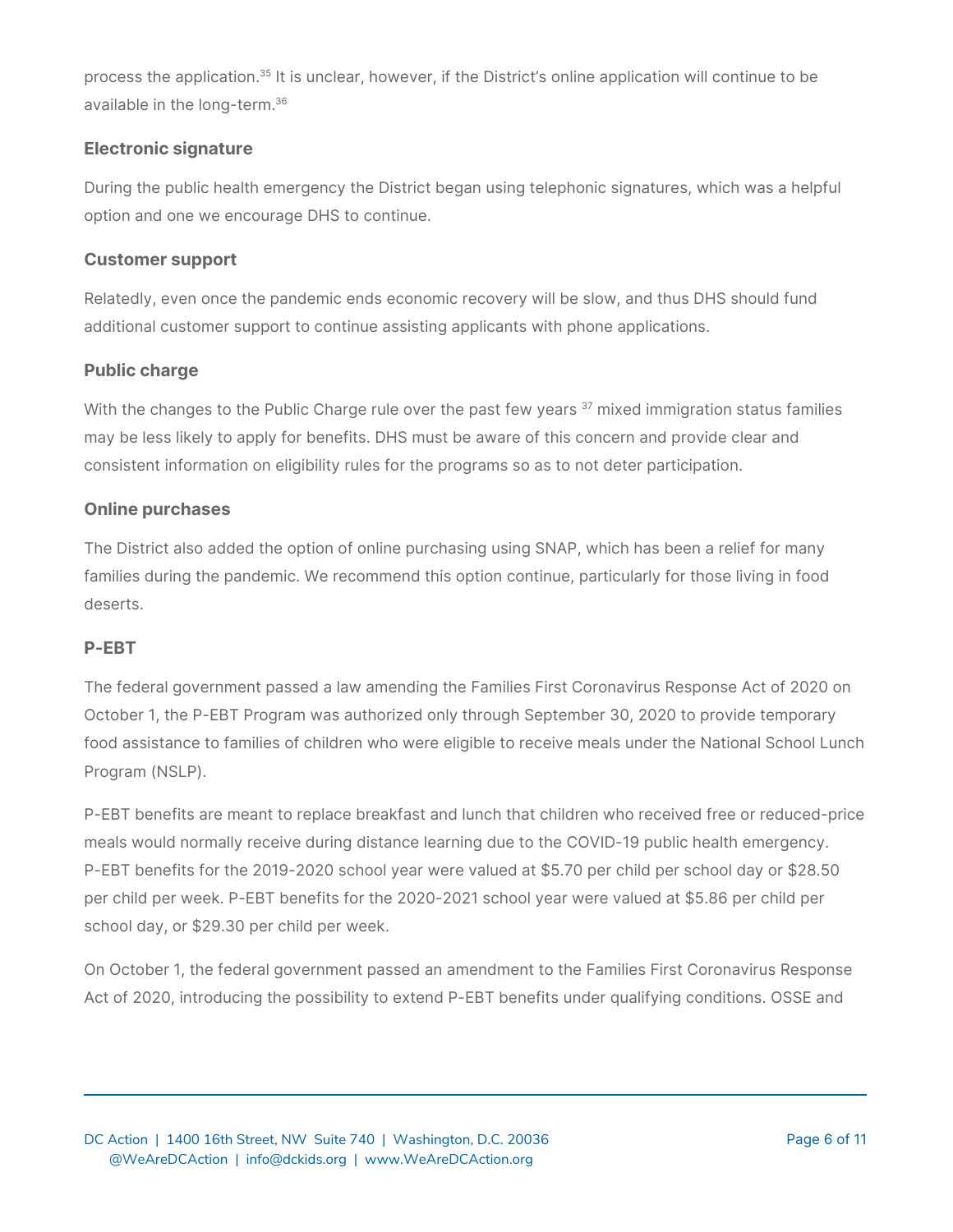process the application.[35] It is unclear, however, if the District's online application will continue to be available in the long-term.[36]

### Electronic signature

During the public health emergency the District began using telephonic signatures, which was a helpful option and one we encourage DHS to continue.

### Customer support

Relatedly, even once the pandemic ends economic recovery will be slow, and thus DHS should fund additional customer support to continue assisting applicants with phone applications.

### Public charge

With the changes to the Public Charge rule over the past few years [37] mixed immigration status families may be less likely to apply for benefits. DHS must be aware of this concern and provide clear and consistent information on eligibility rules for the programs so as to not deter participation.

### Online purchases

The District also added the option of online purchasing using SNAP, which has been a relief for many families during the pandemic. We recommend this option continue, particularly for those living in food deserts.

### P-EBT

The federal government passed a law amending the Families First Coronavirus Response Act of 2020 on October 1, the P-EBT Program was authorized only through September 30, 2020 to provide temporary food assistance to families of children who were eligible to receive meals under the National School Lunch Program (NSLP).

P-EBT benefits are meant to replace breakfast and lunch that children who received free or reduced-price meals would normally receive during distance learning due to the COVID-19 public health emergency. P-EBT benefits for the 2019-2020 school year were valued at $5.70 per child per school day or $28.50 per child per week. P-EBT benefits for the 2020-2021 school year were valued at $5.86 per child per school day, or $29.30 per child per week.

On October 1, the federal government passed an amendment to the Families First Coronavirus Response Act of 2020, introducing the possibility to extend P-EBT benefits under qualifying conditions. OSSE and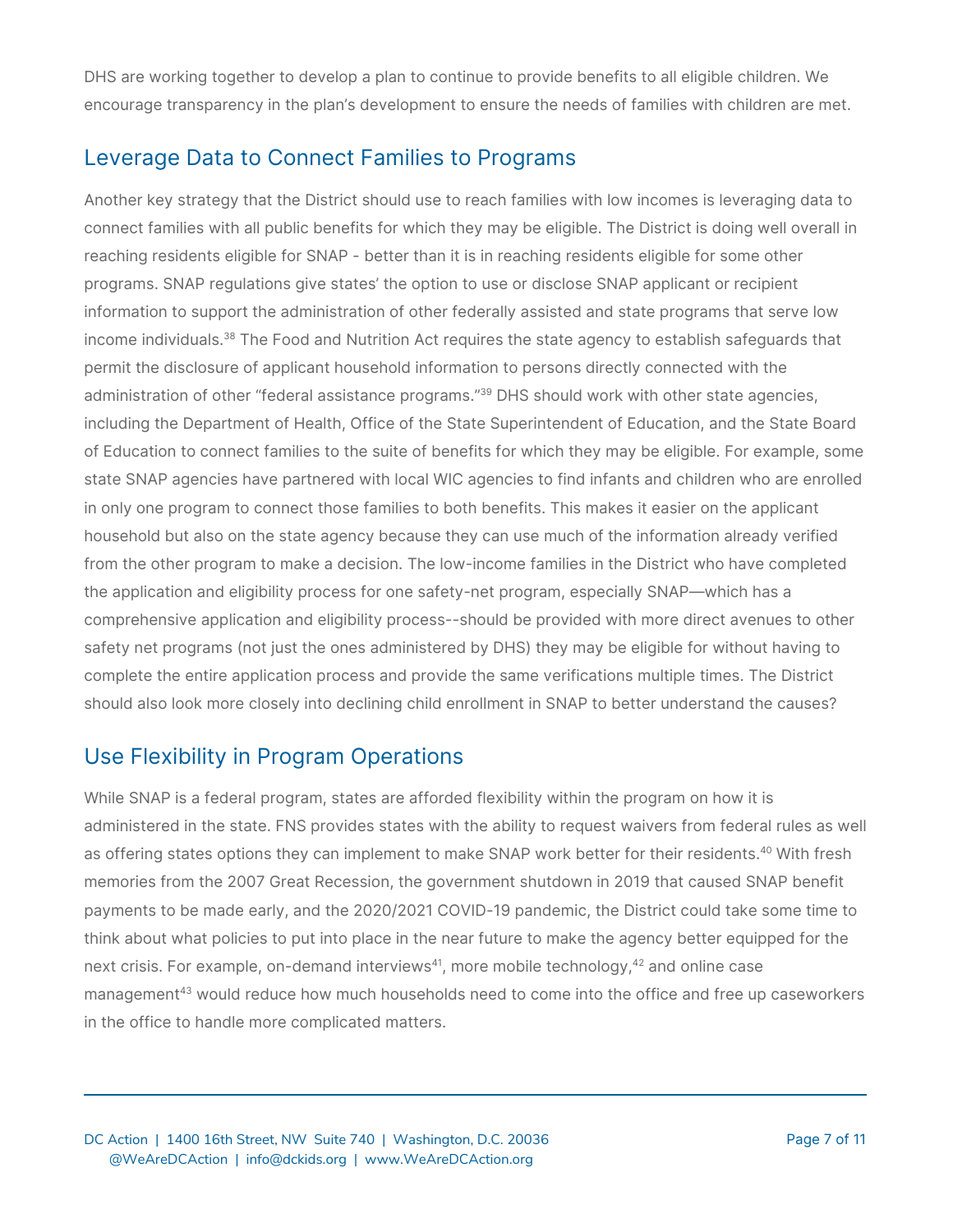DHS are working together to develop a plan to continue to provide benefits to all eligible children. We encourage transparency in the plan's development to ensure the needs of families with children are met.

## Leverage Data to Connect Families to Programs

Another key strategy that the District should use to reach families with low incomes is leveraging data to connect families with all public benefits for which they may be eligible. The District is doing well overall in reaching residents eligible for SNAP - better than it is in reaching residents eligible for some other programs. SNAP regulations give states' the option to use or disclose SNAP applicant or recipient information to support the administration of other federally assisted and state programs that serve low income individuals.[38] The Food and Nutrition Act requires the state agency to establish safeguards that permit the disclosure of applicant household information to persons directly connected with the administration of other "federal assistance programs."[39] DHS should work with other state agencies, including the Department of Health, Office of the State Superintendent of Education, and the State Board of Education to connect families to the suite of benefits for which they may be eligible. For example, some state SNAP agencies have partnered with local WIC agencies to find infants and children who are enrolled in only one program to connect those families to both benefits. This makes it easier on the applicant household but also on the state agency because they can use much of the information already verified from the other program to make a decision. The low-income families in the District who have completed the application and eligibility process for one safety-net program, especially SNAP—which has a comprehensive application and eligibility process--should be provided with more direct avenues to other safety net programs (not just the ones administered by DHS) they may be eligible for without having to complete the entire application process and provide the same verifications multiple times. The District should also look more closely into declining child enrollment in SNAP to better understand the causes?

## Use Flexibility in Program Operations

While SNAP is a federal program, states are afforded flexibility within the program on how it is administered in the state. FNS provides states with the ability to request waivers from federal rules as well as offering states options they can implement to make SNAP work better for their residents.[40] With fresh memories from the 2007 Great Recession, the government shutdown in 2019 that caused SNAP benefit payments to be made early, and the 2020/2021 COVID-19 pandemic, the District could take some time to think about what policies to put into place in the near future to make the agency better equipped for the next crisis. For example, on-demand interviews[41], more mobile technology,[42] and online case management[43] would reduce how much households need to come into the office and free up caseworkers in the office to handle more complicated matters.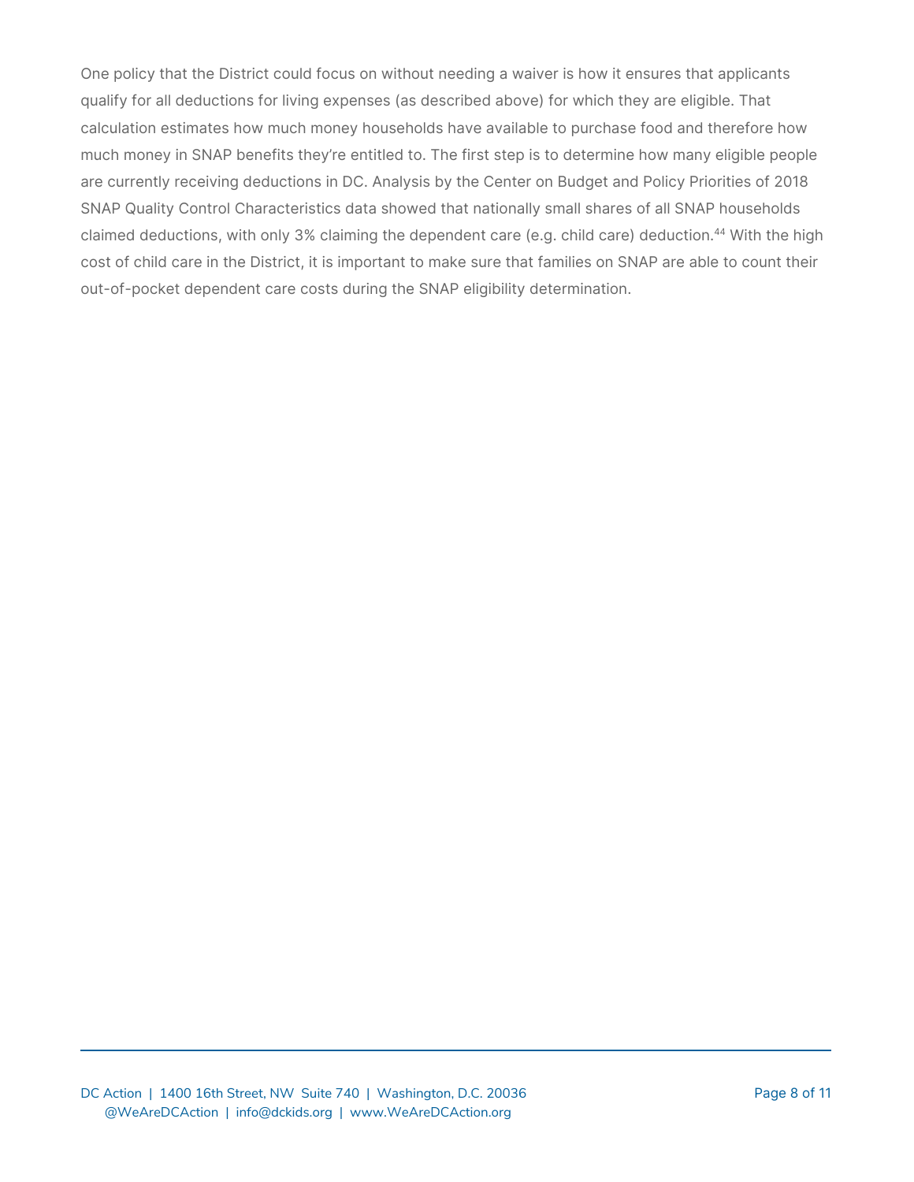One policy that the District could focus on without needing a waiver is how it ensures that applicants qualify for all deductions for living expenses (as described above) for which they are eligible. That calculation estimates how much money households have available to purchase food and therefore how much money in SNAP benefits they're entitled to. The first step is to determine how many eligible people are currently receiving deductions in DC. Analysis by the Center on Budget and Policy Priorities of 2018 SNAP Quality Control Characteristics data showed that nationally small shares of all SNAP households claimed deductions, with only 3% claiming the dependent care (e.g. child care) deduction.[44] With the high cost of child care in the District, it is important to make sure that families on SNAP are able to count their out-of-pocket dependent care costs during the SNAP eligibility determination.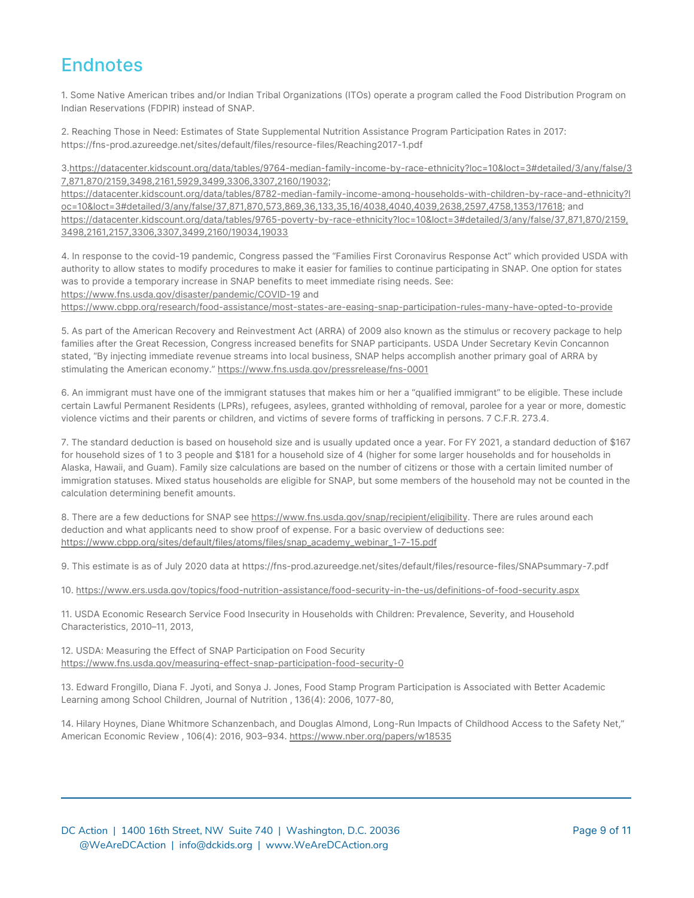# Endnotes

1. Some Native American tribes and/or Indian Tribal Organizations (ITOs) operate a program called the Food Distribution Program on Indian Reservations (FDPIR) instead of SNAP.

2. Reaching Those in Need: Estimates of State Supplemental Nutrition Assistance Program Participation Rates in 2017: https://fns-prod.azureedge.net/sites/default/files/resource-files/Reaching2017-1.pdf

3. https://datacenter.kidscount.org/data/tables/9764-median-family-income-by-race-ethnicity?loc=10&loct=3#detailed/3/any/false/37,871,870/2159,3498,2161,5929,3499,3306,3307,2160/19032; https://datacenter.kidscount.org/data/tables/8782-median-family-income-among-households-with-children-by-race-and-ethnicity?loc=10&loct=3#detailed/3/any/false/37,871,870,573,869,36,133,35,16/4038,4040,4039,2638,2597,4758,1353/17618; and https://datacenter.kidscount.org/data/tables/9765-poverty-by-race-ethnicity?loc=10&loct=3#detailed/3/any/false/37,871,870/2159,3498,2161,2157,3306,3307,3499,2160/19034,19033

4. In response to the covid-19 pandemic, Congress passed the "Families First Coronavirus Response Act" which provided USDA with authority to allow states to modify procedures to make it easier for families to continue participating in SNAP. One option for states was to provide a temporary increase in SNAP benefits to meet immediate rising needs. See: https://www.fns.usda.gov/disaster/pandemic/COVID-19 and https://www.cbpp.org/research/food-assistance/most-states-are-easing-snap-participation-rules-many-have-opted-to-provide

5. As part of the American Recovery and Reinvestment Act (ARRA) of 2009 also known as the stimulus or recovery package to help families after the Great Recession, Congress increased benefits for SNAP participants. USDA Under Secretary Kevin Concannon stated, "By injecting immediate revenue streams into local business, SNAP helps accomplish another primary goal of ARRA by stimulating the American economy." https://www.fns.usda.gov/pressrelease/fns-0001

6. An immigrant must have one of the immigrant statuses that makes him or her a "qualified immigrant" to be eligible. These include certain Lawful Permanent Residents (LPRs), refugees, asylees, granted withholding of removal, parolee for a year or more, domestic violence victims and their parents or children, and victims of severe forms of trafficking in persons. 7 C.F.R. 273.4.

7. The standard deduction is based on household size and is usually updated once a year. For FY 2021, a standard deduction of $167 for household sizes of 1 to 3 people and $181 for a household size of 4 (higher for some larger households and for households in Alaska, Hawaii, and Guam). Family size calculations are based on the number of citizens or those with a certain limited number of immigration statuses. Mixed status households are eligible for SNAP, but some members of the household may not be counted in the calculation determining benefit amounts.

8. There are a few deductions for SNAP see https://www.fns.usda.gov/snap/recipient/eligibility. There are rules around each deduction and what applicants need to show proof of expense. For a basic overview of deductions see: https://www.cbpp.org/sites/default/files/atoms/files/snap_academy_webinar_1-7-15.pdf

9. This estimate is as of July 2020 data at https://fns-prod.azureedge.net/sites/default/files/resource-files/SNAPsummary-7.pdf

10. https://www.ers.usda.gov/topics/food-nutrition-assistance/food-security-in-the-us/definitions-of-food-security.aspx

11. USDA Economic Research Service Food Insecurity in Households with Children: Prevalence, Severity, and Household Characteristics, 2010–11, 2013,

12. USDA: Measuring the Effect of SNAP Participation on Food Security https://www.fns.usda.gov/measuring-effect-snap-participation-food-security-0

13. Edward Frongillo, Diana F. Jyoti, and Sonya J. Jones, Food Stamp Program Participation is Associated with Better Academic Learning among School Children, Journal of Nutrition , 136(4): 2006, 1077-80,

14. Hilary Hoynes, Diane Whitmore Schanzenbach, and Douglas Almond, Long-Run Impacts of Childhood Access to the Safety Net," American Economic Review , 106(4): 2016, 903–934. https://www.nber.org/papers/w18535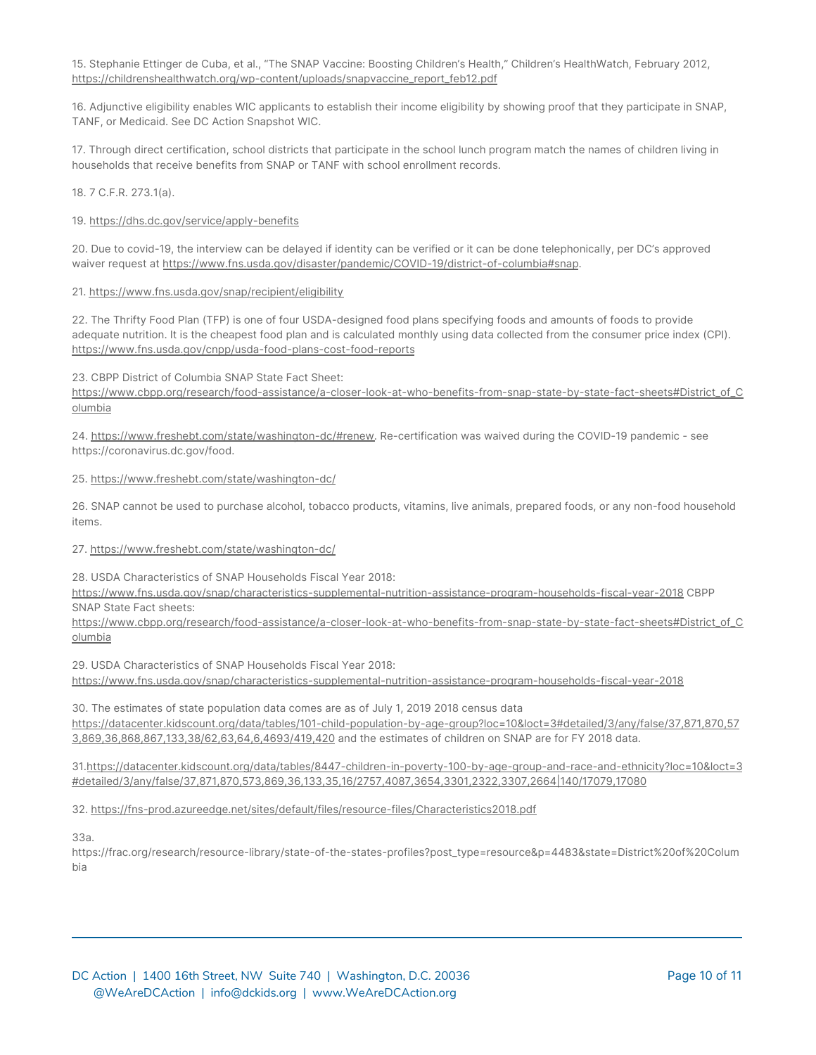15. Stephanie Ettinger de Cuba, et al., "The SNAP Vaccine: Boosting Children's Health," Children's HealthWatch, February 2012, https://childrenshealthwatch.org/wp-content/uploads/snapvaccine_report_feb12.pdf

16. Adjunctive eligibility enables WIC applicants to establish their income eligibility by showing proof that they participate in SNAP, TANF, or Medicaid. See DC Action Snapshot WIC.

17. Through direct certification, school districts that participate in the school lunch program match the names of children living in households that receive benefits from SNAP or TANF with school enrollment records.

18. 7 C.F.R. 273.1(a).

19. https://dhs.dc.gov/service/apply-benefits

20. Due to covid-19, the interview can be delayed if identity can be verified or it can be done telephonically, per DC's approved waiver request at https://www.fns.usda.gov/disaster/pandemic/COVID-19/district-of-columbia#snap.

21. https://www.fns.usda.gov/snap/recipient/eligibility

22. The Thrifty Food Plan (TFP) is one of four USDA-designed food plans specifying foods and amounts of foods to provide adequate nutrition. It is the cheapest food plan and is calculated monthly using data collected from the consumer price index (CPI). https://www.fns.usda.gov/cnpp/usda-food-plans-cost-food-reports

23. CBPP District of Columbia SNAP State Fact Sheet: https://www.cbpp.org/research/food-assistance/a-closer-look-at-who-benefits-from-snap-state-by-state-fact-sheets#District_of_Columbia

24. https://www.freshebt.com/state/washington-dc/#renew. Re-certification was waived during the COVID-19 pandemic - see https://coronavirus.dc.gov/food.

25. https://www.freshebt.com/state/washington-dc/

26. SNAP cannot be used to purchase alcohol, tobacco products, vitamins, live animals, prepared foods, or any non-food household items.

27. https://www.freshebt.com/state/washington-dc/

28. USDA Characteristics of SNAP Households Fiscal Year 2018: https://www.fns.usda.gov/snap/characteristics-supplemental-nutrition-assistance-program-households-fiscal-year-2018 CBPP SNAP State Fact sheets: https://www.cbpp.org/research/food-assistance/a-closer-look-at-who-benefits-from-snap-state-by-state-fact-sheets#District_of_Columbia

29. USDA Characteristics of SNAP Households Fiscal Year 2018: https://www.fns.usda.gov/snap/characteristics-supplemental-nutrition-assistance-program-households-fiscal-year-2018

30. The estimates of state population data comes are as of July 1, 2019 2018 census data https://datacenter.kidscount.org/data/tables/101-child-population-by-age-group?loc=10&loct=3#detailed/3/any/false/37,871,870,573,869,36,868,867,133,38/62,63,64,6,4693/419,420 and the estimates of children on SNAP are for FY 2018 data.

31. https://datacenter.kidscount.org/data/tables/8447-children-in-poverty-100-by-age-group-and-race-and-ethnicity?loc=10&loct=3#detailed/3/any/false/37,871,870,573,869,36,133,35,16/2757,4087,3654,3301,2322,3307,2664|140/17079,17080

32. https://fns-prod.azureedge.net/sites/default/files/resource-files/Characteristics2018.pdf

33a. https://frac.org/research/resource-library/state-of-the-states-profiles?post_type=resource&p=4483&state=District%20of%20Columbia

DC Action | 1400 16th Street, NW Suite 740 | Washington, D.C. 20036
@WeAreDCAction | info@dckids.org | www.WeAreDCAction.org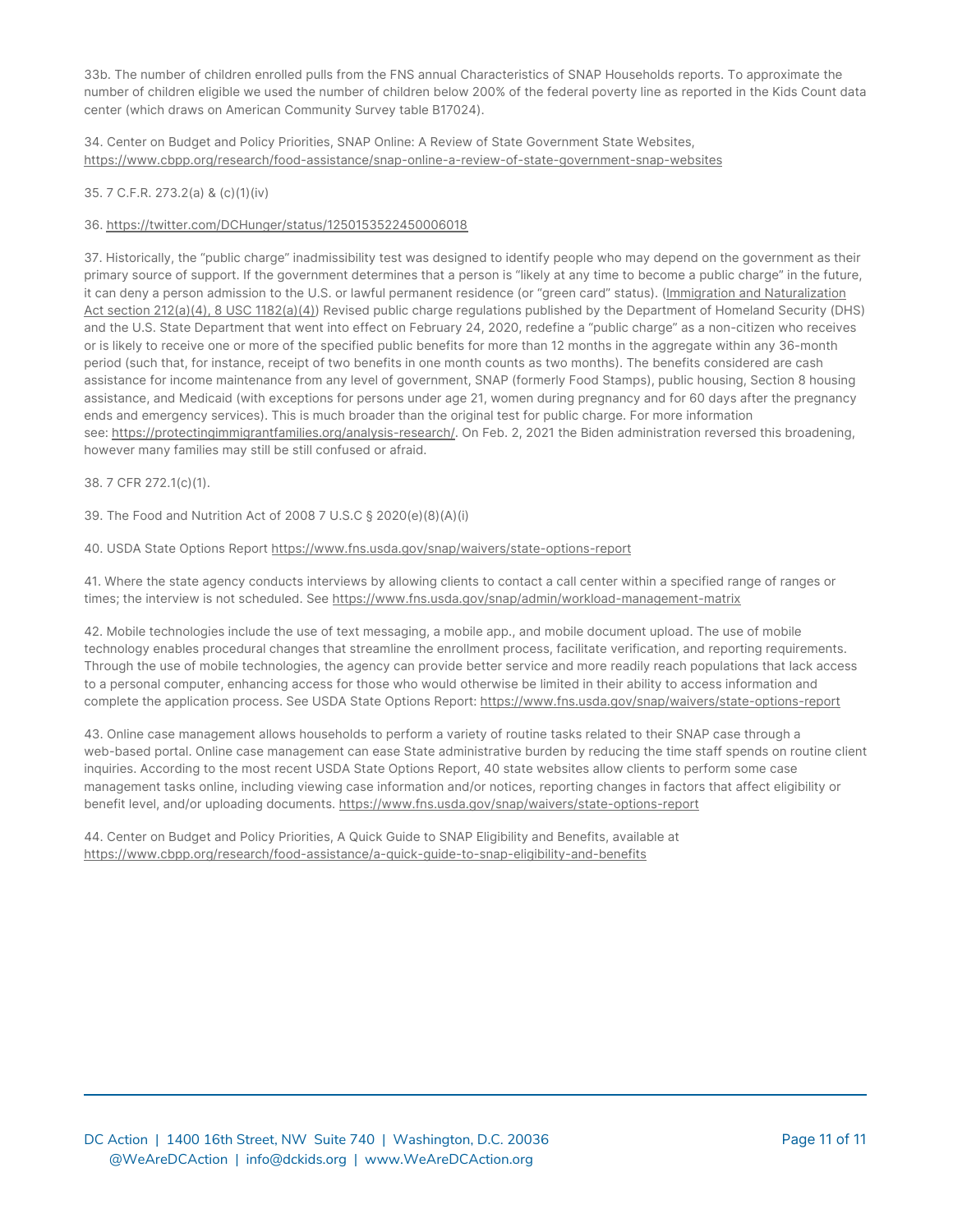33b. The number of children enrolled pulls from the FNS annual Characteristics of SNAP Households reports. To approximate the number of children eligible we used the number of children below 200% of the federal poverty line as reported in the Kids Count data center (which draws on American Community Survey table B17024).

34. Center on Budget and Policy Priorities, SNAP Online: A Review of State Government State Websites, https://www.cbpp.org/research/food-assistance/snap-online-a-review-of-state-government-snap-websites

35. 7 C.F.R. 273.2(a) & (c)(1)(iv)

36. https://twitter.com/DCHunger/status/1250153522450006018

37. Historically, the "public charge" inadmissibility test was designed to identify people who may depend on the government as their primary source of support. If the government determines that a person is "likely at any time to become a public charge" in the future, it can deny a person admission to the U.S. or lawful permanent residence (or "green card" status). (Immigration and Naturalization Act section 212(a)(4), 8 USC 1182(a)(4)) Revised public charge regulations published by the Department of Homeland Security (DHS) and the U.S. State Department that went into effect on February 24, 2020, redefine a "public charge" as a non-citizen who receives or is likely to receive one or more of the specified public benefits for more than 12 months in the aggregate within any 36-month period (such that, for instance, receipt of two benefits in one month counts as two months). The benefits considered are cash assistance for income maintenance from any level of government, SNAP (formerly Food Stamps), public housing, Section 8 housing assistance, and Medicaid (with exceptions for persons under age 21, women during pregnancy and for 60 days after the pregnancy ends and emergency services). This is much broader than the original test for public charge. For more information see: https://protectingimmigrantfamilies.org/analysis-research/. On Feb. 2, 2021 the Biden administration reversed this broadening, however many families may still be still confused or afraid.

38. 7 CFR 272.1(c)(1).

39. The Food and Nutrition Act of 2008 7 U.S.C § 2020(e)(8)(A)(i)

40. USDA State Options Report https://www.fns.usda.gov/snap/waivers/state-options-report

41. Where the state agency conducts interviews by allowing clients to contact a call center within a specified range of ranges or times; the interview is not scheduled. See https://www.fns.usda.gov/snap/admin/workload-management-matrix

42. Mobile technologies include the use of text messaging, a mobile app., and mobile document upload. The use of mobile technology enables procedural changes that streamline the enrollment process, facilitate verification, and reporting requirements. Through the use of mobile technologies, the agency can provide better service and more readily reach populations that lack access to a personal computer, enhancing access for those who would otherwise be limited in their ability to access information and complete the application process. See USDA State Options Report: https://www.fns.usda.gov/snap/waivers/state-options-report

43. Online case management allows households to perform a variety of routine tasks related to their SNAP case through a web-based portal. Online case management can ease State administrative burden by reducing the time staff spends on routine client inquiries. According to the most recent USDA State Options Report, 40 state websites allow clients to perform some case management tasks online, including viewing case information and/or notices, reporting changes in factors that affect eligibility or benefit level, and/or uploading documents. https://www.fns.usda.gov/snap/waivers/state-options-report

44. Center on Budget and Policy Priorities, A Quick Guide to SNAP Eligibility and Benefits, available at https://www.cbpp.org/research/food-assistance/a-quick-guide-to-snap-eligibility-and-benefits